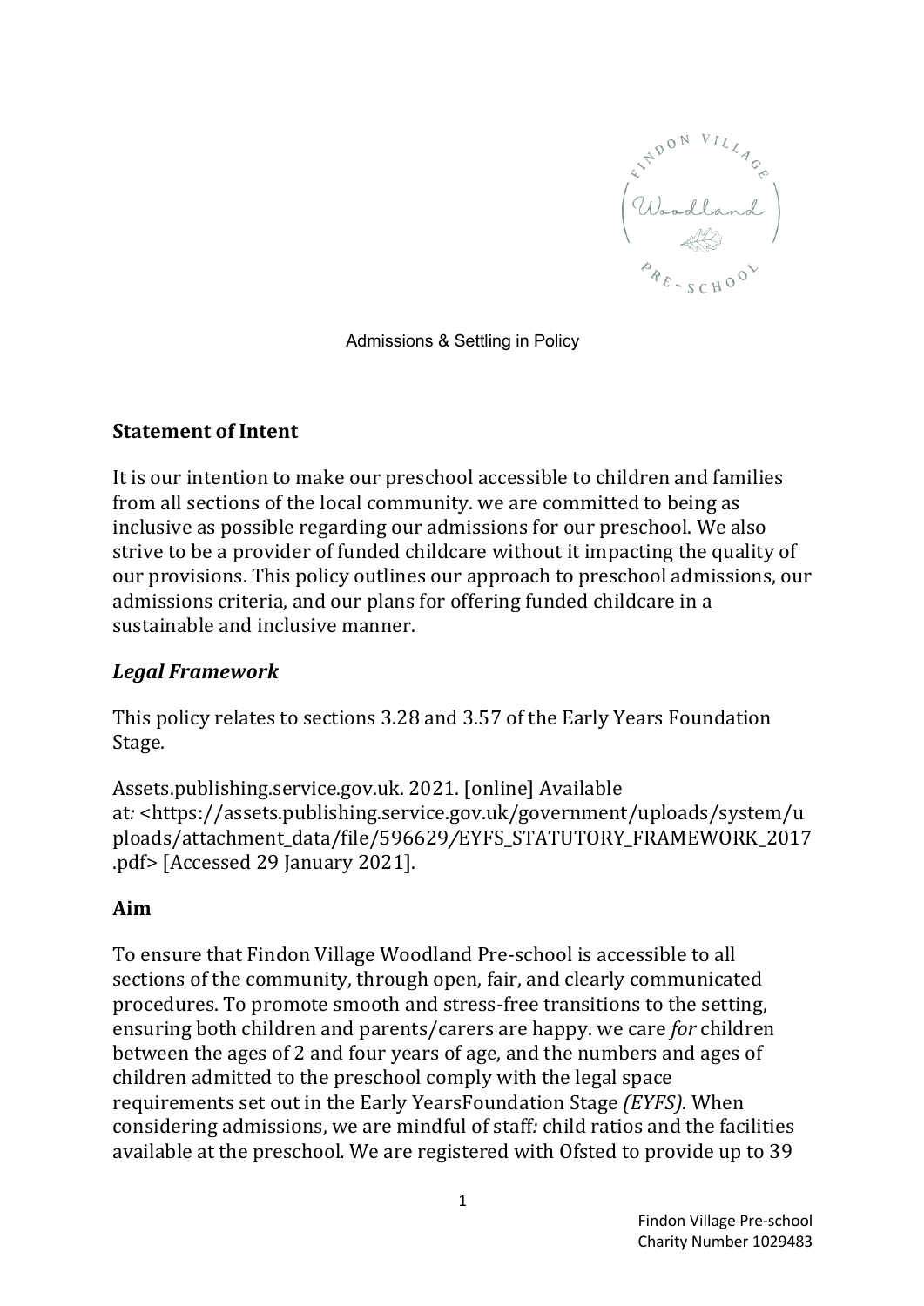Admissions & Settling in Policy

## Statement of Intent

It is our intention to make our preschool accessible to children and families from all sections of the local community. we are committed to being as inclusive as possible regarding our admissions for our preschool. We also strive to be a provider of funded childcare without it impacting the quality of our provisions. This policy outlines our approach to preschool admissions, our admissions criteria, and our plans for offering funded childcare in a sustainable and inclusive manner.

### *Legal Framework*

This policy relates to sections 3.28 and 3.57 of the Early Years Foundation Stage.

Assets.publishing.service.gov.uk. 2021. [online] Available at*:* <https://assets.publishing.service.gov.uk/government/uploads/system/uploads/attachment_data/file/596629/EYFS_STATUTORY_FRAMEWORK_2017.pdf> [Accessed 29 January 2021].

## Aim

To ensure that Findon Village Woodland Pre-school is accessible to all sections of the community, through open, fair, and clearly communicated procedures. To promote smooth and stress-free transitions to the setting, ensuring both children and parents/carers are happy. we care *for* children between the ages of 2 and four years of age, and the numbers and ages of children admitted to the preschool comply with the legal space requirements set out in the Early YearsFoundation Stage *(EYFS).* When considering admissions, we are mindful of staff*:* child ratios and the facilities available at the preschool. We are registered with Ofsted to provide up to 39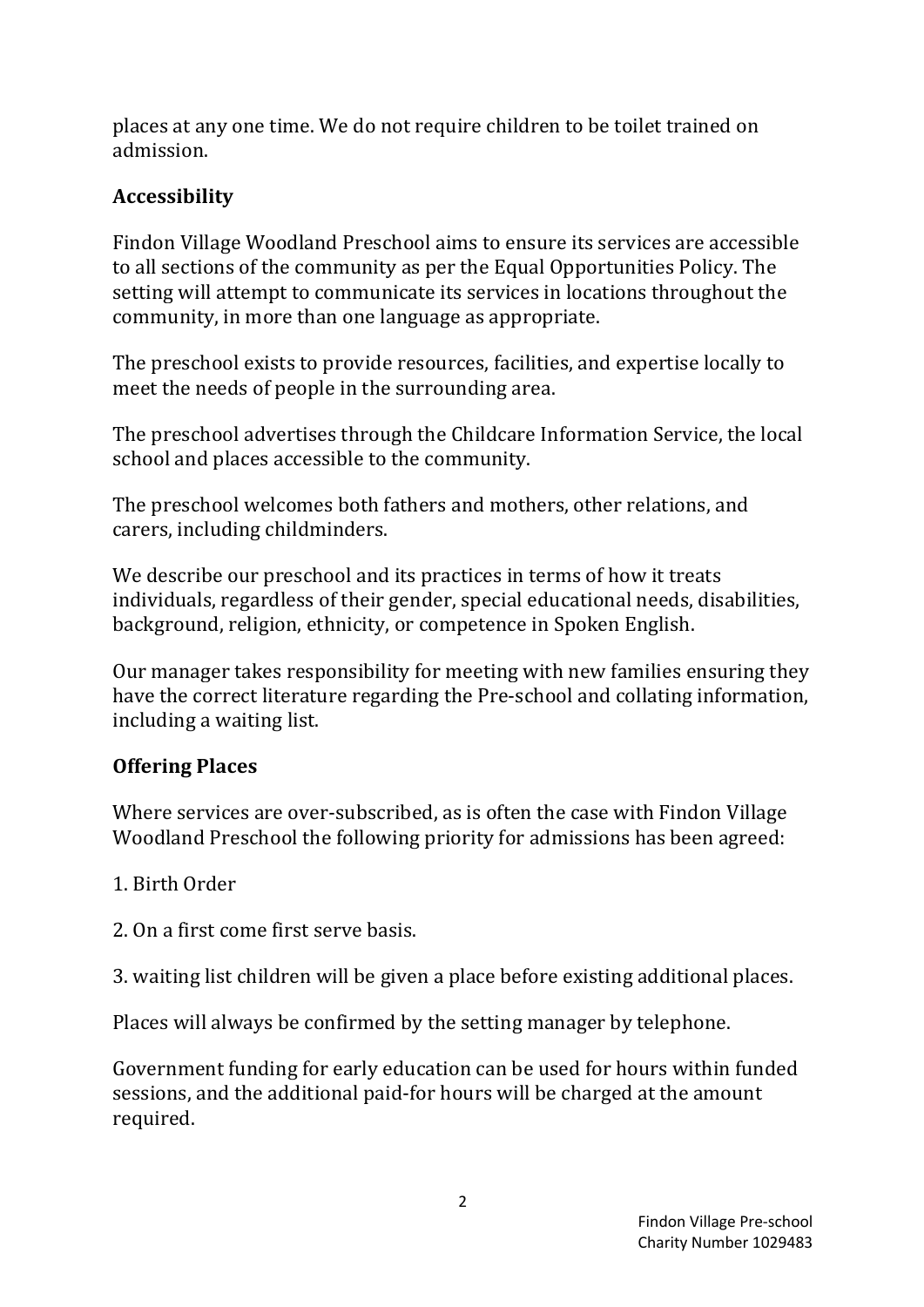places at any one time. We do not require children to be toilet trained on admission.

### Accessibility

Findon Village Woodland Preschool aims to ensure its services are accessible to all sections of the community as per the Equal Opportunities Policy. The setting will attempt to communicate its services in locations throughout the community, in more than one language as appropriate.

The preschool exists to provide resources, facilities, and expertise locally to meet the needs of people in the surrounding area.

The preschool advertises through the Childcare Information Service, the local school and places accessible to the community.

The preschool welcomes both fathers and mothers, other relations, and carers, including childminders.

We describe our preschool and its practices in terms of how it treats individuals, regardless of their gender, special educational needs, disabilities, background, religion, ethnicity, or competence in Spoken English.

Our manager takes responsibility for meeting with new families ensuring they have the correct literature regarding the Pre-school and collating information, including a waiting list.

### Offering Places

Where services are over-subscribed, as is often the case with Findon Village Woodland Preschool the following priority for admissions has been agreed:

1. Birth Order

2. On a first come first serve basis.

3. waiting list children will be given a place before existing additional places.

Places will always be confirmed by the setting manager by telephone.

Government funding for early education can be used for hours within funded sessions, and the additional paid-for hours will be charged at the amount required.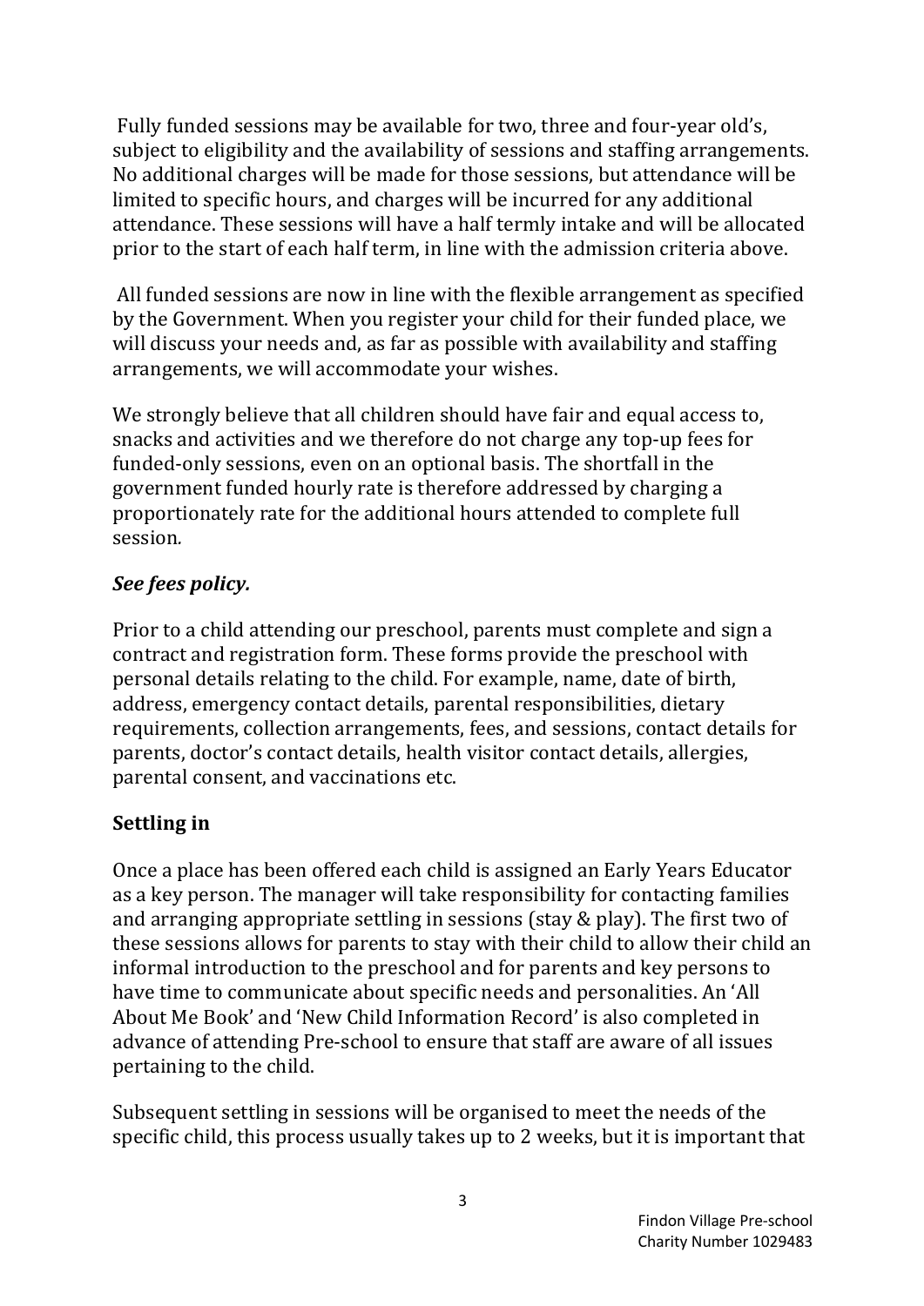Fully funded sessions may be available for two, three and four-year old's, subject to eligibility and the availability of sessions and staffing arrangements. No additional charges will be made for those sessions, but attendance will be limited to specific hours, and charges will be incurred for any additional attendance. These sessions will have a half termly intake and will be allocated prior to the start of each half term, in line with the admission criteria above.

All funded sessions are now in line with the flexible arrangement as specified by the Government. When you register your child for their funded place, we will discuss your needs and, as far as possible with availability and staffing arrangements, we will accommodate your wishes.

We strongly believe that all children should have fair and equal access to, snacks and activities and we therefore do not charge any top-up fees for funded-only sessions, even on an optional basis. The shortfall in the government funded hourly rate is therefore addressed by charging a proportionately rate for the additional hours attended to complete full session.

***See fees policy.***

Prior to a child attending our preschool, parents must complete and sign a contract and registration form. These forms provide the preschool with personal details relating to the child. For example, name, date of birth, address, emergency contact details, parental responsibilities, dietary requirements, collection arrangements, fees, and sessions, contact details for parents, doctor's contact details, health visitor contact details, allergies, parental consent, and vaccinations etc.

**Settling in**

Once a place has been offered each child is assigned an Early Years Educator as a key person. The manager will take responsibility for contacting families and arranging appropriate settling in sessions (stay & play). The first two of these sessions allows for parents to stay with their child to allow their child an informal introduction to the preschool and for parents and key persons to have time to communicate about specific needs and personalities. An 'All About Me Book' and 'New Child Information Record' is also completed in advance of attending Pre-school to ensure that staff are aware of all issues pertaining to the child.

Subsequent settling in sessions will be organised to meet the needs of the specific child, this process usually takes up to 2 weeks, but it is important that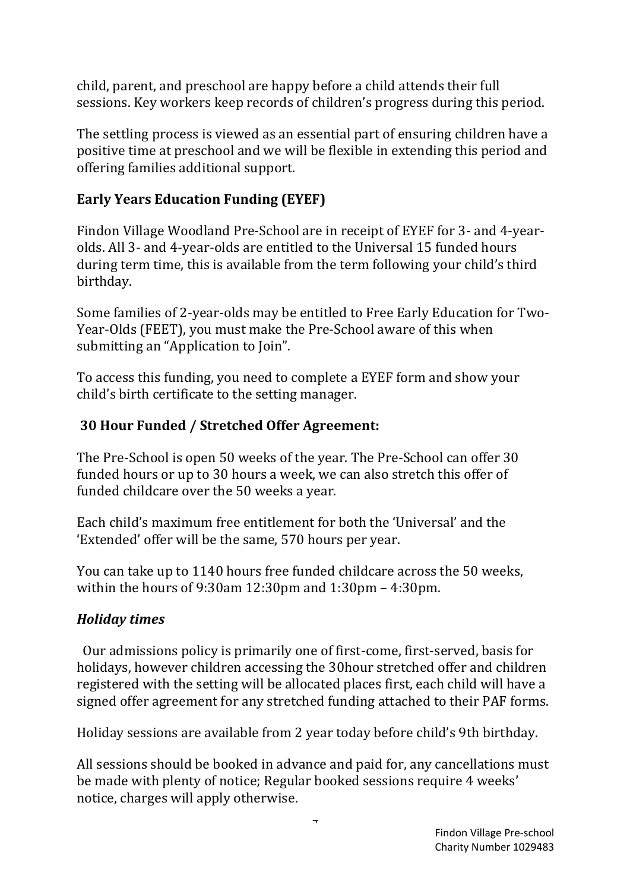child, parent, and preschool are happy before a child attends their full sessions. Key workers keep records of children's progress during this period.

The settling process is viewed as an essential part of ensuring children have a positive time at preschool and we will be flexible in extending this period and offering families additional support.

### Early Years Education Funding (EYEF)

Findon Village Woodland Pre-School are in receipt of EYEF for 3- and 4-year-olds. All 3- and 4-year-olds are entitled to the Universal 15 funded hours during term time, this is available from the term following your child's third birthday.

Some families of 2-year-olds may be entitled to Free Early Education for Two-Year-Olds (FEET), you must make the Pre-School aware of this when submitting an "Application to Join".

To access this funding, you need to complete a EYEF form and show your child's birth certificate to the setting manager.

### 30 Hour Funded / Stretched Offer Agreement:

The Pre-School is open 50 weeks of the year. The Pre-School can offer 30 funded hours or up to 30 hours a week, we can also stretch this offer of funded childcare over the 50 weeks a year.

Each child's maximum free entitlement for both the 'Universal' and the 'Extended' offer will be the same, 570 hours per year.

You can take up to 1140 hours free funded childcare across the 50 weeks, within the hours of 9:30am 12:30pm and 1:30pm – 4:30pm.

### *Holiday times*

Our admissions policy is primarily one of first-come, first-served, basis for holidays, however children accessing the 30hour stretched offer and children registered with the setting will be allocated places first, each child will have a signed offer agreement for any stretched funding attached to their PAF forms.

Holiday sessions are available from 2 year today before child's 9th birthday.

All sessions should be booked in advance and paid for, any cancellations must be made with plenty of notice; Regular booked sessions require 4 weeks' notice, charges will apply otherwise.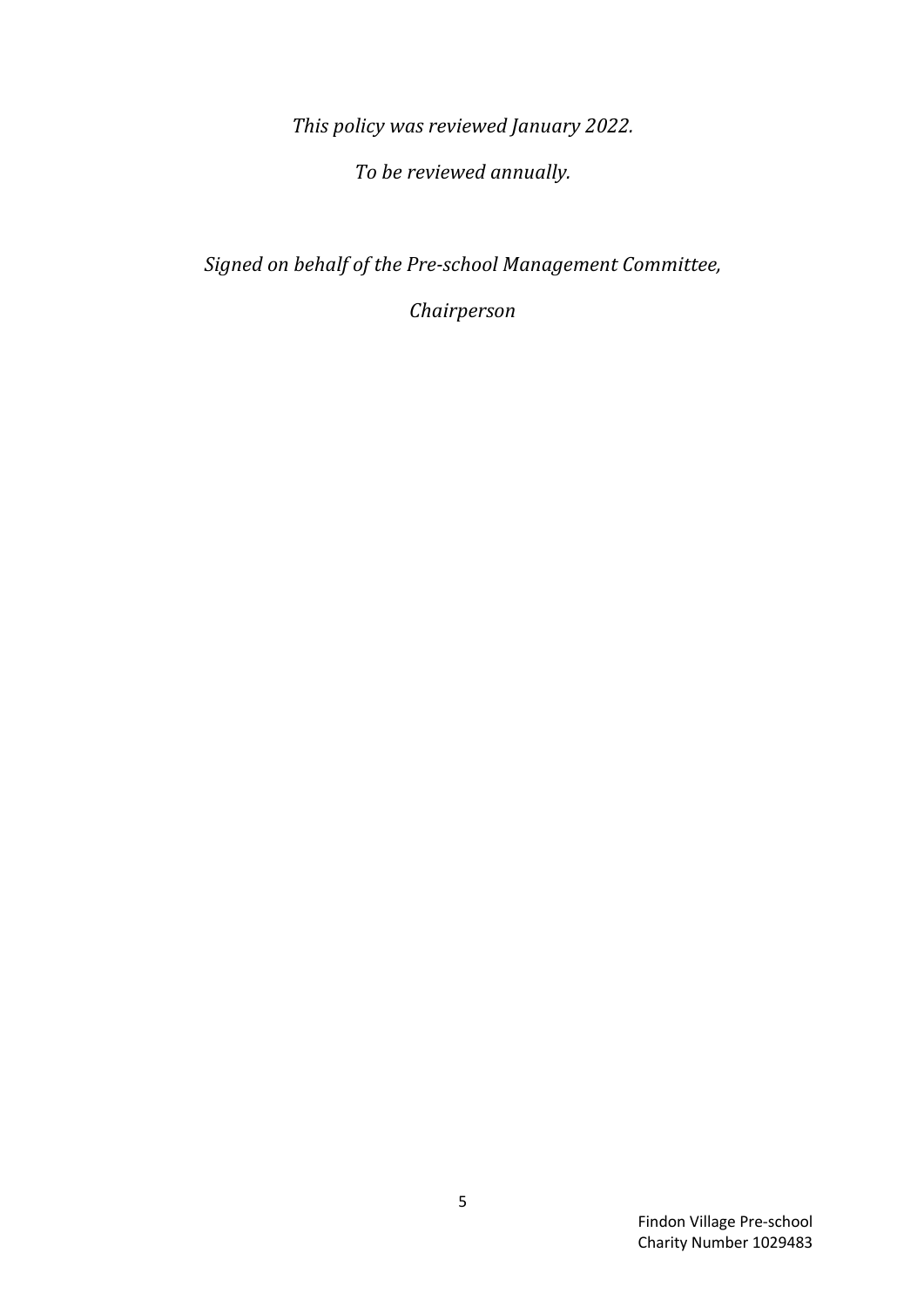*This policy was reviewed January 2022.*

*To be reviewed annually.*

*Signed on behalf of the Pre-school Management Committee,*

*Chairperson*